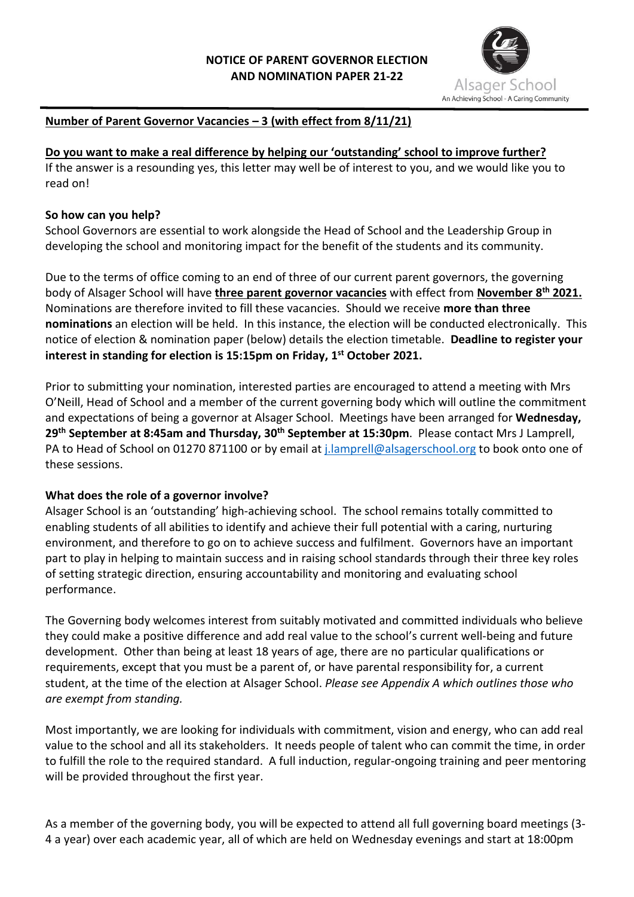**NOTICE OF PARENT GOVERNOR ELECTION AND NOMINATION PAPER 21-22**

Alsager School
An Achieving School - A Caring Community

**Number of Parent Governor Vacancies – 3 (with effect from 8/11/21)**

**Do you want to make a real difference by helping our 'outstanding' school to improve further?**
If the answer is a resounding yes, this letter may well be of interest to you, and we would like you to read on!

**So how can you help?**
School Governors are essential to work alongside the Head of School and the Leadership Group in developing the school and monitoring impact for the benefit of the students and its community.

Due to the terms of office coming to an end of three of our current parent governors, the governing body of Alsager School will have **three parent governor vacancies** with effect from **November 8th 2021.** Nominations are therefore invited to fill these vacancies. Should we receive **more than three nominations** an election will be held. In this instance, the election will be conducted electronically. This notice of election & nomination paper (below) details the election timetable. **Deadline to register your interest in standing for election is 15:15pm on Friday, 1st October 2021.**

Prior to submitting your nomination, interested parties are encouraged to attend a meeting with Mrs O'Neill, Head of School and a member of the current governing body which will outline the commitment and expectations of being a governor at Alsager School. Meetings have been arranged for **Wednesday, 29th September at 8:45am and Thursday, 30th September at 15:30pm**. Please contact Mrs J Lamprell, PA to Head of School on 01270 871100 or by email at j.lamprell@alsagerschool.org to book onto one of these sessions.

**What does the role of a governor involve?**
Alsager School is an 'outstanding' high-achieving school. The school remains totally committed to enabling students of all abilities to identify and achieve their full potential with a caring, nurturing environment, and therefore to go on to achieve success and fulfilment. Governors have an important part to play in helping to maintain success and in raising school standards through their three key roles of setting strategic direction, ensuring accountability and monitoring and evaluating school performance.

The Governing body welcomes interest from suitably motivated and committed individuals who believe they could make a positive difference and add real value to the school's current well-being and future development. Other than being at least 18 years of age, there are no particular qualifications or requirements, except that you must be a parent of, or have parental responsibility for, a current student, at the time of the election at Alsager School. *Please see Appendix A which outlines those who are exempt from standing.*

Most importantly, we are looking for individuals with commitment, vision and energy, who can add real value to the school and all its stakeholders. It needs people of talent who can commit the time, in order to fulfill the role to the required standard. A full induction, regular-ongoing training and peer mentoring will be provided throughout the first year.

As a member of the governing body, you will be expected to attend all full governing board meetings (3-4 a year) over each academic year, all of which are held on Wednesday evenings and start at 18:00pm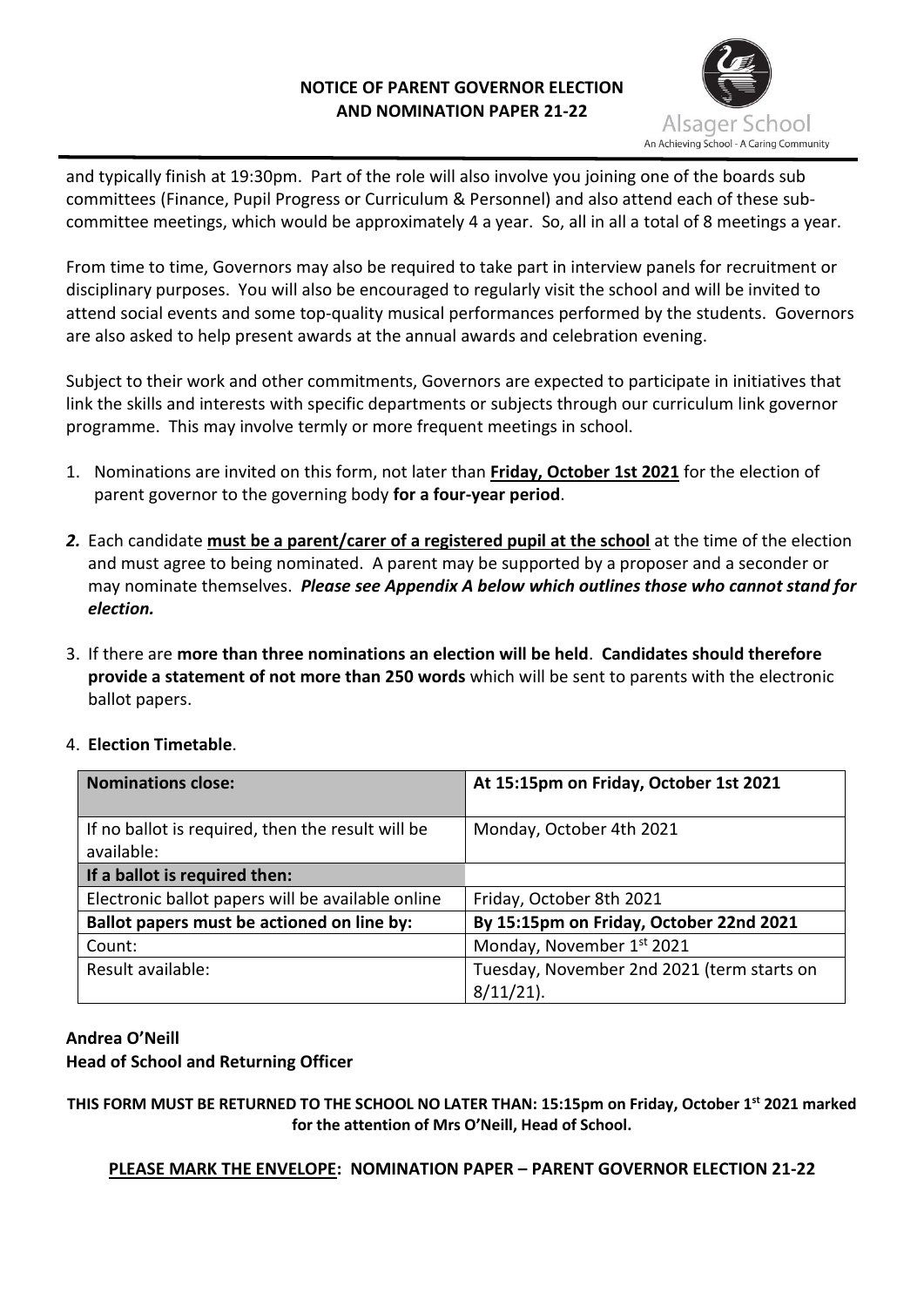and typically finish at 19:30pm. Part of the role will also involve you joining one of the boards sub committees (Finance, Pupil Progress or Curriculum & Personnel) and also attend each of these sub-committee meetings, which would be approximately 4 a year. So, all in all a total of 8 meetings a year.

From time to time, Governors may also be required to take part in interview panels for recruitment or disciplinary purposes. You will also be encouraged to regularly visit the school and will be invited to attend social events and some top-quality musical performances performed by the students. Governors are also asked to help present awards at the annual awards and celebration evening.

Subject to their work and other commitments, Governors are expected to participate in initiatives that link the skills and interests with specific departments or subjects through our curriculum link governor programme. This may involve termly or more frequent meetings in school.

1. Nominations are invited on this form, not later than **Friday, October 1st 2021** for the election of parent governor to the governing body **for a four-year period**.

2. Each candidate **must be a parent/carer of a registered pupil at the school** at the time of the election and must agree to being nominated. A parent may be supported by a proposer and a seconder or may nominate themselves. ***Please see Appendix A below which outlines those who cannot stand for election.***

3. If there are **more than three nominations an election will be held**. **Candidates should therefore provide a statement of not more than 250 words** which will be sent to parents with the electronic ballot papers.

4. **Election Timetable**.

| **Nominations close:** | **At 15:15pm on Friday, October 1st 2021** |
|---|---|
| If no ballot is required, then the result will be available: | Monday, October 4th 2021 |
| **If a ballot is required then:** | |
| Electronic ballot papers will be available online | Friday, October 8th 2021 |
| **Ballot papers must be actioned on line by:** | **By 15:15pm on Friday, October 22nd 2021** |
| Count: | Monday, November 1st 2021 |
| Result available: | Tuesday, November 2nd 2021 (term starts on 8/11/21). |

**Andrea O'Neill**
**Head of School and Returning Officer**

**THIS FORM MUST BE RETURNED TO THE SCHOOL NO LATER THAN: 15:15pm on Friday, October 1st 2021 marked for the attention of Mrs O'Neill, Head of School.**

**PLEASE MARK THE ENVELOPE: NOMINATION PAPER – PARENT GOVERNOR ELECTION 21-22**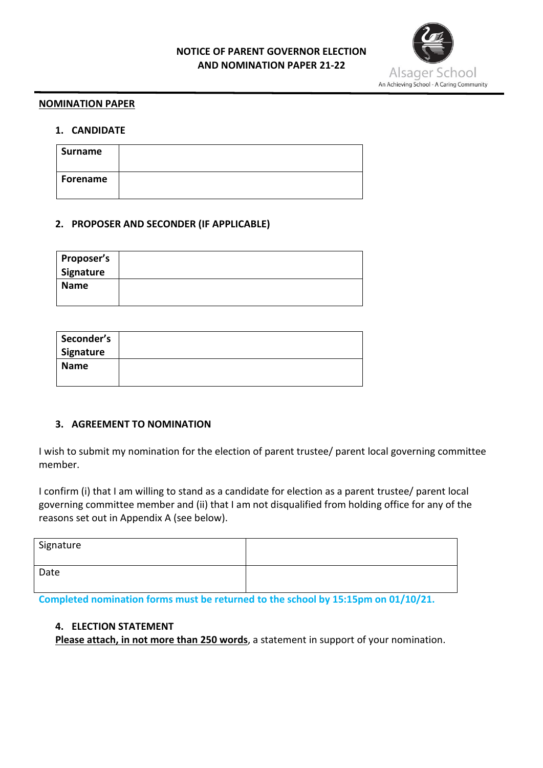**NOTICE OF PARENT GOVERNOR ELECTION AND NOMINATION PAPER 21-22**

Alsager School
An Achieving School - A Caring Community

## NOMINATION PAPER

### 1. CANDIDATE

| Surname | |
|---|---|
| **Forename** | |

### 2. PROPOSER AND SECONDER (IF APPLICABLE)

| Proposer's Signature | |
|---|---|
| **Name** | |

| Seconder's Signature | |
|---|---|
| **Name** | |

### 3. AGREEMENT TO NOMINATION

I wish to submit my nomination for the election of parent trustee/ parent local governing committee member.

I confirm (i) that I am willing to stand as a candidate for election as a parent trustee/ parent local governing committee member and (ii) that I am not disqualified from holding office for any of the reasons set out in Appendix A (see below).

| Signature | |
|---|---|
| Date | |

**Completed nomination forms must be returned to the school by 15:15pm on 01/10/21.**

### 4. ELECTION STATEMENT

**Please attach, in not more than 250 words**, a statement in support of your nomination.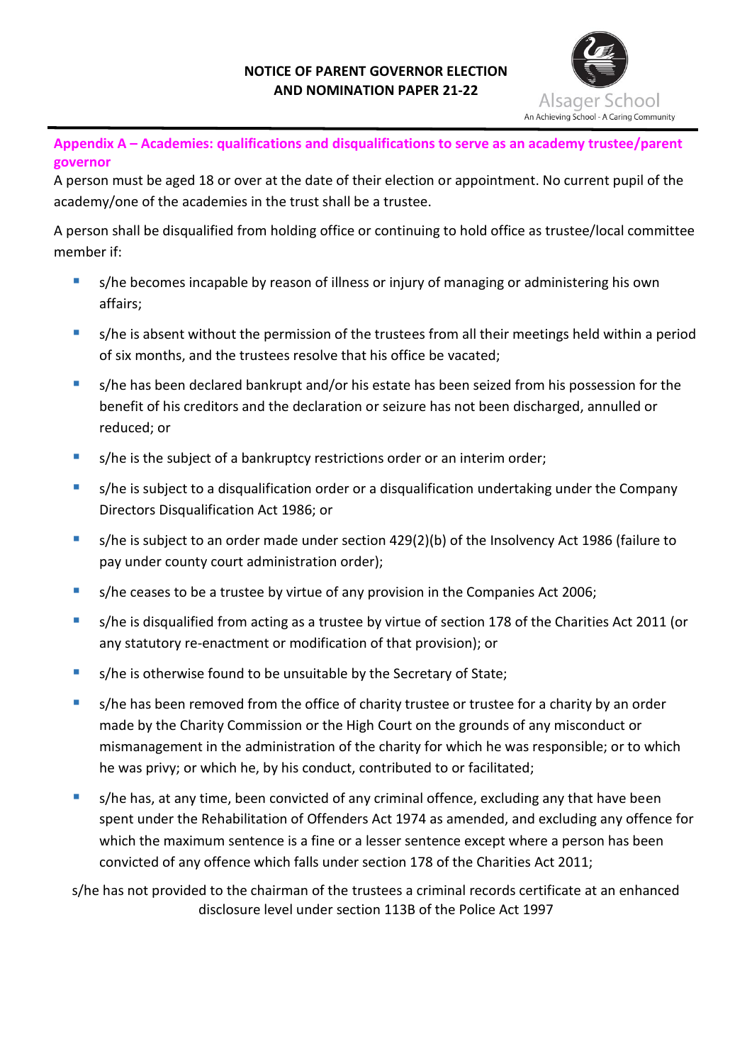**NOTICE OF PARENT GOVERNOR ELECTION AND NOMINATION PAPER 21-22**

Alsager School
An Achieving School - A Caring Community

## Appendix A – Academies: qualifications and disqualifications to serve as an academy trustee/parent governor

A person must be aged 18 or over at the date of their election or appointment. No current pupil of the academy/one of the academies in the trust shall be a trustee.

A person shall be disqualified from holding office or continuing to hold office as trustee/local committee member if:

- s/he becomes incapable by reason of illness or injury of managing or administering his own affairs;
- s/he is absent without the permission of the trustees from all their meetings held within a period of six months, and the trustees resolve that his office be vacated;
- s/he has been declared bankrupt and/or his estate has been seized from his possession for the benefit of his creditors and the declaration or seizure has not been discharged, annulled or reduced; or
- s/he is the subject of a bankruptcy restrictions order or an interim order;
- s/he is subject to a disqualification order or a disqualification undertaking under the Company Directors Disqualification Act 1986; or
- s/he is subject to an order made under section 429(2)(b) of the Insolvency Act 1986 (failure to pay under county court administration order);
- s/he ceases to be a trustee by virtue of any provision in the Companies Act 2006;
- s/he is disqualified from acting as a trustee by virtue of section 178 of the Charities Act 2011 (or any statutory re-enactment or modification of that provision); or
- s/he is otherwise found to be unsuitable by the Secretary of State;
- s/he has been removed from the office of charity trustee or trustee for a charity by an order made by the Charity Commission or the High Court on the grounds of any misconduct or mismanagement in the administration of the charity for which he was responsible; or to which he was privy; or which he, by his conduct, contributed to or facilitated;
- s/he has, at any time, been convicted of any criminal offence, excluding any that have been spent under the Rehabilitation of Offenders Act 1974 as amended, and excluding any offence for which the maximum sentence is a fine or a lesser sentence except where a person has been convicted of any offence which falls under section 178 of the Charities Act 2011;

s/he has not provided to the chairman of the trustees a criminal records certificate at an enhanced disclosure level under section 113B of the Police Act 1997